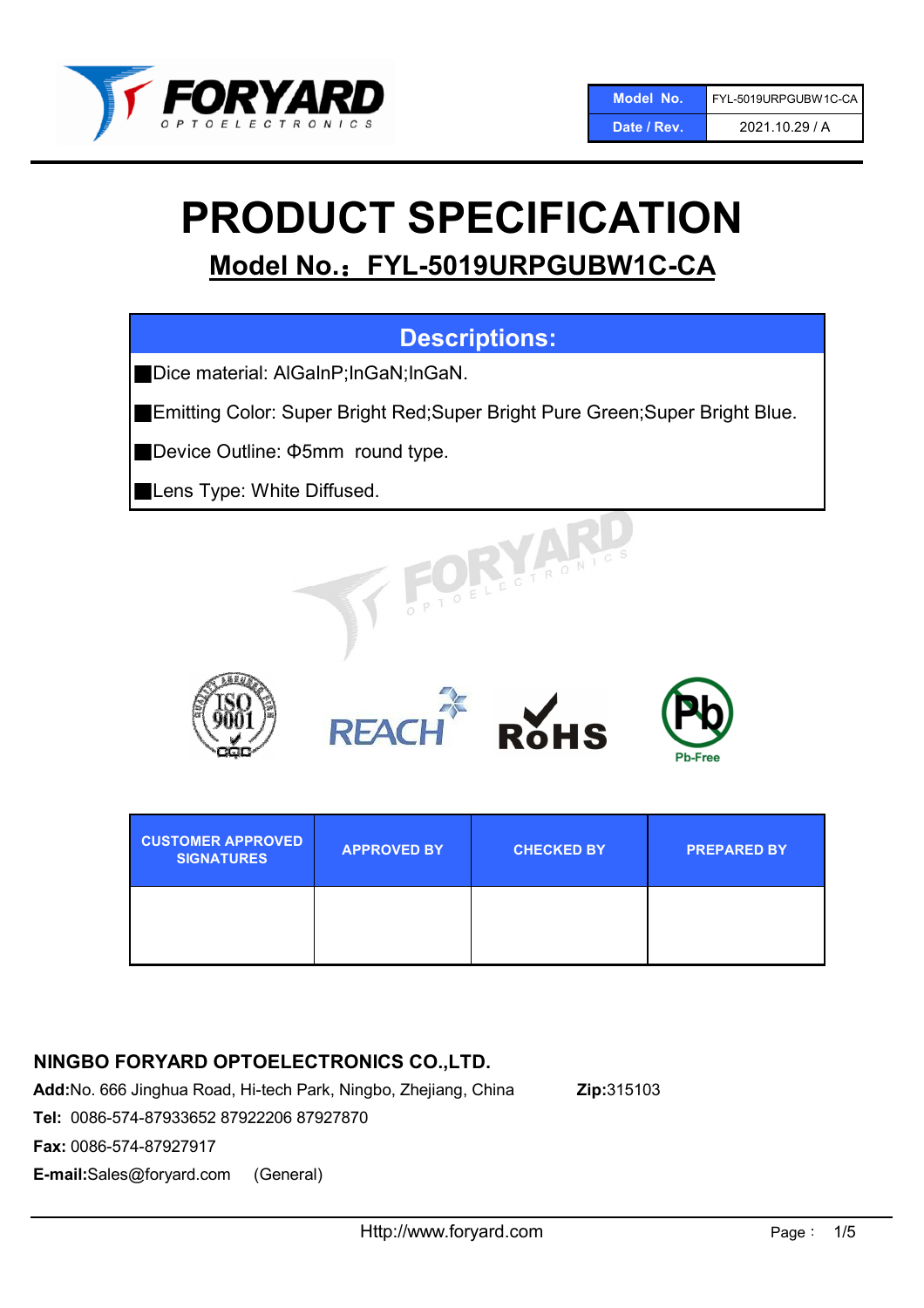| Model No. | FYL-5019URPGUBW1C-CA |
| --- | --- |
| Date / Rev. | 2021.10.29 / A |

# PRODUCT SPECIFICATION

## Model No.：FYL-5019URPGUBW1C-CA

### Descriptions:

- Dice material: AlGaInP;InGaN;InGaN.
- Emitting Color: Super Bright Red;Super Bright Pure Green;Super Bright Blue.
- Device Outline: Φ5mm round type.
- Lens Type: White Diffused.

| CUSTOMER APPROVED SIGNATURES | APPROVED BY | CHECKED BY | PREPARED BY |
| --- | --- | --- | --- |
| | | | |

**NINGBO FORYARD OPTOELECTRONICS CO.,LTD.**

**Add:** No. 666 Jinghua Road, Hi-tech Park, Ningbo, Zhejiang, China **Zip:** 315103

**Tel:** 0086-574-87933652 87922206 87927870

**Fax:** 0086-574-87927917

**E-mail:** Sales@foryard.com (General)

Http://www.foryard.com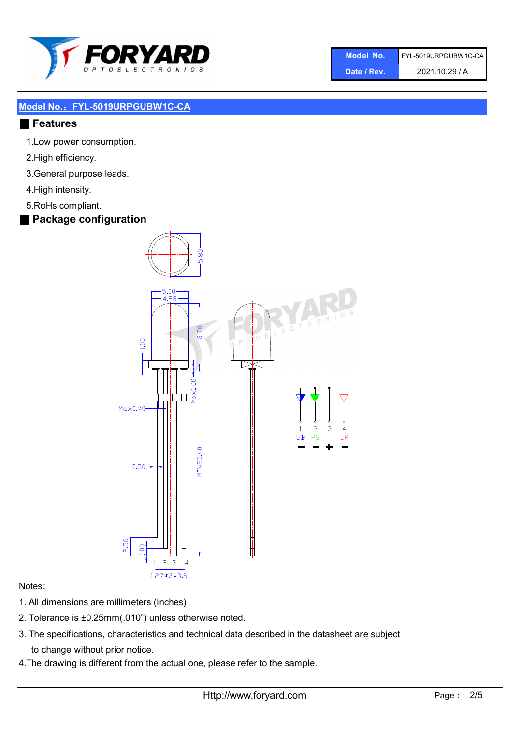| Model No. | FYL-5019URPGUBW1C-CA |
| --- | --- |
| Date / Rev. | 2021.10.29 / A |

## Model No.：FYL-5019URPGUBW1C-CA

## Features

1.Low power consumption.

2.High efficiency.

3.General purpose leads.

4.High intensity.

5.RoHs compliant.

## Package configuration

Notes:

1. All dimensions are millimeters (inches)
2. Tolerance is ±0.25mm(.010") unless otherwise noted.
3. The specifications, characteristics and technical data described in the datasheet are subject to change without prior notice.
4. The drawing is different from the actual one, please refer to the sample.

Http://www.foryard.com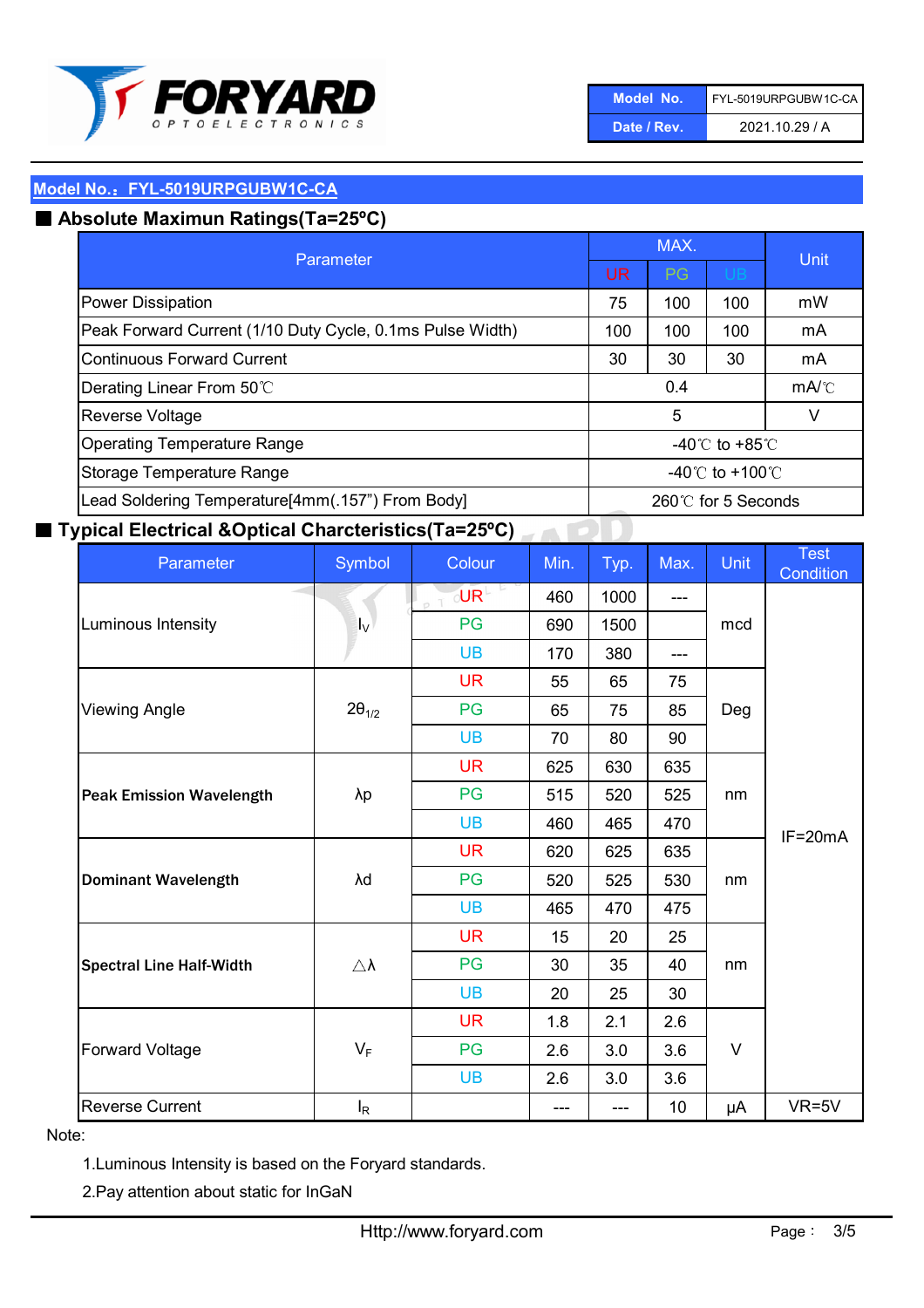| Model No. | FYL-5019URPGUBW1C-CA |
|---|---|
| Date / Rev. | 2021.10.29 / A |

**Model No.：FYL-5019URPGUBW1C-CA**

## ■ Absolute Maximun Ratings(Ta=25ºC)

| Parameter | MAX. | | | Unit |
|---|---|---|---|---|
| | UR | PG | UB | |
| Power Dissipation | 75 | 100 | 100 | mW |
| Peak Forward Current (1/10 Duty Cycle, 0.1ms Pulse Width) | 100 | 100 | 100 | mA |
| Continuous Forward Current | 30 | 30 | 30 | mA |
| Derating Linear From 50℃ | 0.4 | | | mA/℃ |
| Reverse Voltage | 5 | | | V |
| Operating Temperature Range | -40℃ to +85℃ | | | |
| Storage Temperature Range | -40℃ to +100℃ | | | |
| Lead Soldering Temperature[4mm(.157”) From Body] | 260℃ for 5 Seconds | | | |

## ■ Typical Electrical &Optical Charcteristics(Ta=25ºC)

| Parameter | Symbol | Colour | Min. | Typ. | Max. | Unit | Test Condition |
|---|---|---|---|---|---|---|---|
| Luminous Intensity | $I_V$ | UR | 460 | 1000 | --- | mcd | IF=20mA |
| | | PG | 690 | 1500 | | | |
| | | UB | 170 | 380 | --- | | |
| Viewing Angle | $2\theta_{1/2}$ | UR | 55 | 65 | 75 | Deg | |
| | | PG | 65 | 75 | 85 | | |
| | | UB | 70 | 80 | 90 | | |
| **Peak Emission Wavelength** | λp | UR | 625 | 630 | 635 | nm | |
| | | PG | 515 | 520 | 525 | | |
| | | UB | 460 | 465 | 470 | | |
| **Dominant Wavelength** | λd | UR | 620 | 625 | 635 | nm | |
| | | PG | 520 | 525 | 530 | | |
| | | UB | 465 | 470 | 475 | | |
| **Spectral Line Half-Width** | △λ | UR | 15 | 20 | 25 | nm | |
| | | PG | 30 | 35 | 40 | | |
| | | UB | 20 | 25 | 30 | | |
| Forward Voltage | $V_F$ | UR | 1.8 | 2.1 | 2.6 | V | |
| | | PG | 2.6 | 3.0 | 3.6 | | |
| | | UB | 2.6 | 3.0 | 3.6 | | |
| Reverse Current | $I_R$ | | --- | --- | 10 | μA | VR=5V |

Note:

1.Luminous Intensity is based on the Foryard standards.

2.Pay attention about static for InGaN

Http://www.foryard.com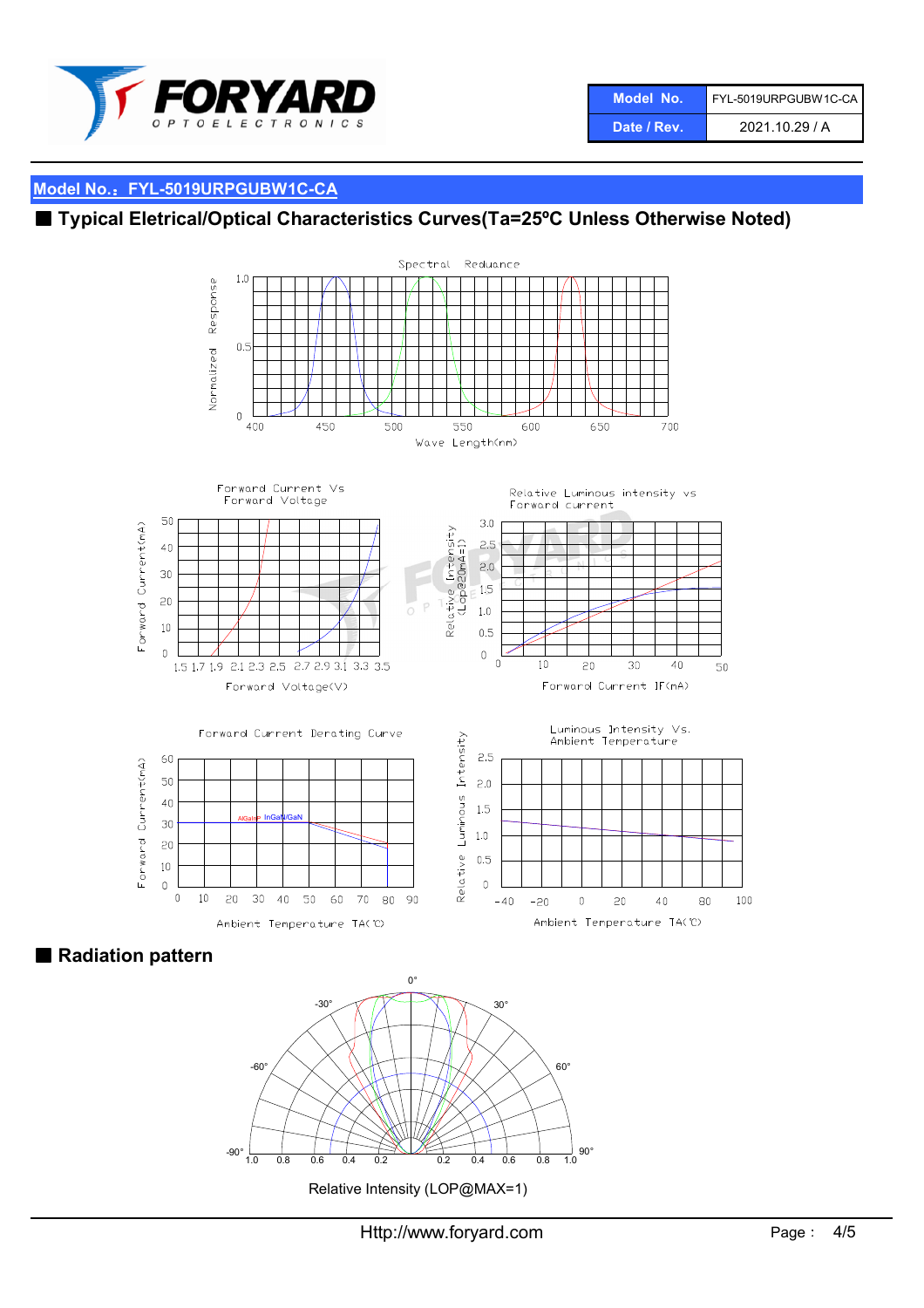## Model No.：FYL-5019URPGUBW1C-CA

## ■ Typical Eletrical/Optical Characteristics Curves(Ta=25ºC Unless Otherwise Noted)

Spectral Reduance

Normalized Response

Wave Length(nm)

Forward Current Vs Forward Voltage

Forward Current(mA)

Forward Voltage(V)

Relative Luminous intensity vs Forward current

Relative Intensity (Lop@20mA=1)

Forward Current IF(mA)

Forward Current Derating Curve

Forward Current(mA)

AlGaInP InGaN/GaN

Ambient Temperature TA(℃)

Luminous Intensity Vs. Ambient Temperature

Relative Luminous Intensity

Ambient Temperature TA(℃)

## ■ Radiation pattern

Relative Intensity (LOP@MAX=1)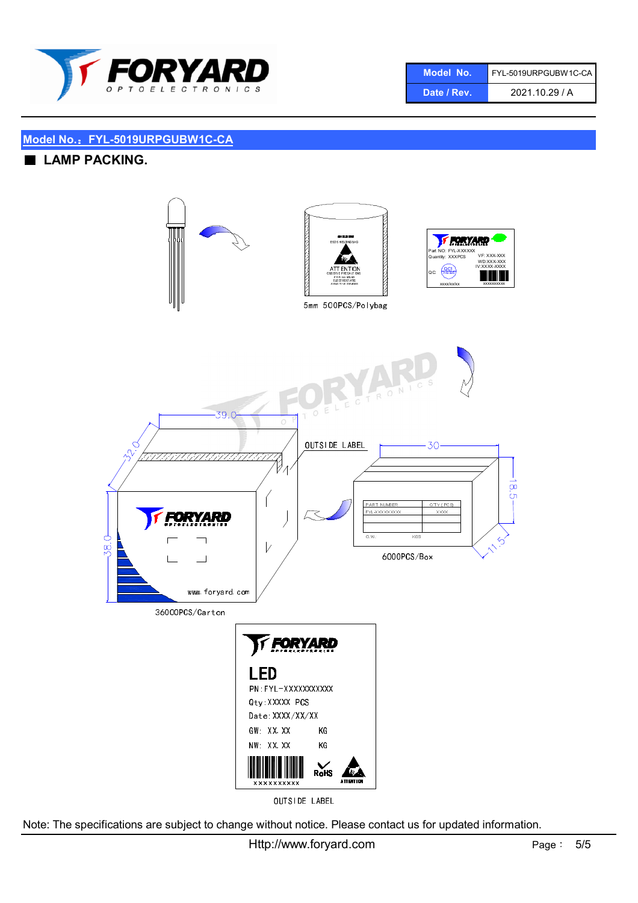| Model No. | FYL-5019URPGUBW1C-CA |
|---|---|
| Date / Rev. | 2021.10.29 / A |

## Model No.：FYL-5019URPGUBW1C-CA

### ■ LAMP PACKING.

5mm 500PCS/Polybag

39.0

32.0

38.0

OUTSIDE LABEL

30

18.5

11.5

6000PCS/Box

36000PCS/Carton

LED

PN：FYL-XXXXXXXXXXX

Qty：XXXXX PCS

Date：XXXX/XX/XX

GW： XX.XX KG

NW： XX.XX KG

XXXXXXXXXX

OUTSIDE LABEL

Note: The specifications are subject to change without notice. Please contact us for updated information.

Http://www.foryard.com